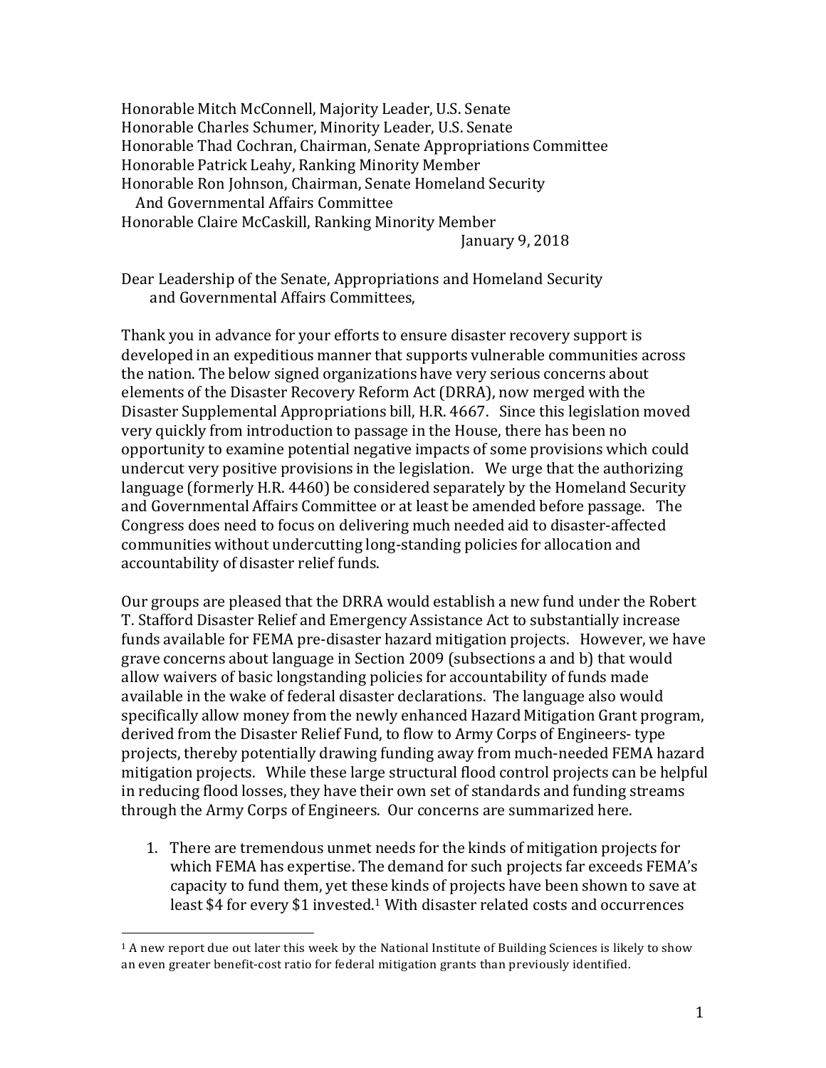Honorable Mitch McConnell, Majority Leader, U.S. Senate
Honorable Charles Schumer, Minority Leader, U.S. Senate
Honorable Thad Cochran, Chairman, Senate Appropriations Committee
Honorable Patrick Leahy, Ranking Minority Member
Honorable Ron Johnson, Chairman, Senate Homeland Security
And Governmental Affairs Committee
Honorable Claire McCaskill, Ranking Minority Member

January 9, 2018

Dear Leadership of the Senate, Appropriations and Homeland Security and Governmental Affairs Committees,

Thank you in advance for your efforts to ensure disaster recovery support is developed in an expeditious manner that supports vulnerable communities across the nation. The below signed organizations have very serious concerns about elements of the Disaster Recovery Reform Act (DRRA), now merged with the Disaster Supplemental Appropriations bill, H.R. 4667. Since this legislation moved very quickly from introduction to passage in the House, there has been no opportunity to examine potential negative impacts of some provisions which could undercut very positive provisions in the legislation. We urge that the authorizing language (formerly H.R. 4460) be considered separately by the Homeland Security and Governmental Affairs Committee or at least be amended before passage. The Congress does need to focus on delivering much needed aid to disaster-affected communities without undercutting long-standing policies for allocation and accountability of disaster relief funds.

Our groups are pleased that the DRRA would establish a new fund under the Robert T. Stafford Disaster Relief and Emergency Assistance Act to substantially increase funds available for FEMA pre-disaster hazard mitigation projects. However, we have grave concerns about language in Section 2009 (subsections a and b) that would allow waivers of basic longstanding policies for accountability of funds made available in the wake of federal disaster declarations. The language also would specifically allow money from the newly enhanced Hazard Mitigation Grant program, derived from the Disaster Relief Fund, to flow to Army Corps of Engineers- type projects, thereby potentially drawing funding away from much-needed FEMA hazard mitigation projects. While these large structural flood control projects can be helpful in reducing flood losses, they have their own set of standards and funding streams through the Army Corps of Engineers. Our concerns are summarized here.

1. There are tremendous unmet needs for the kinds of mitigation projects for which FEMA has expertise. The demand for such projects far exceeds FEMA's capacity to fund them, yet these kinds of projects have been shown to save at least $4 for every $1 invested.[1] With disaster related costs and occurrences

[1] A new report due out later this week by the National Institute of Building Sciences is likely to show an even greater benefit-cost ratio for federal mitigation grants than previously identified.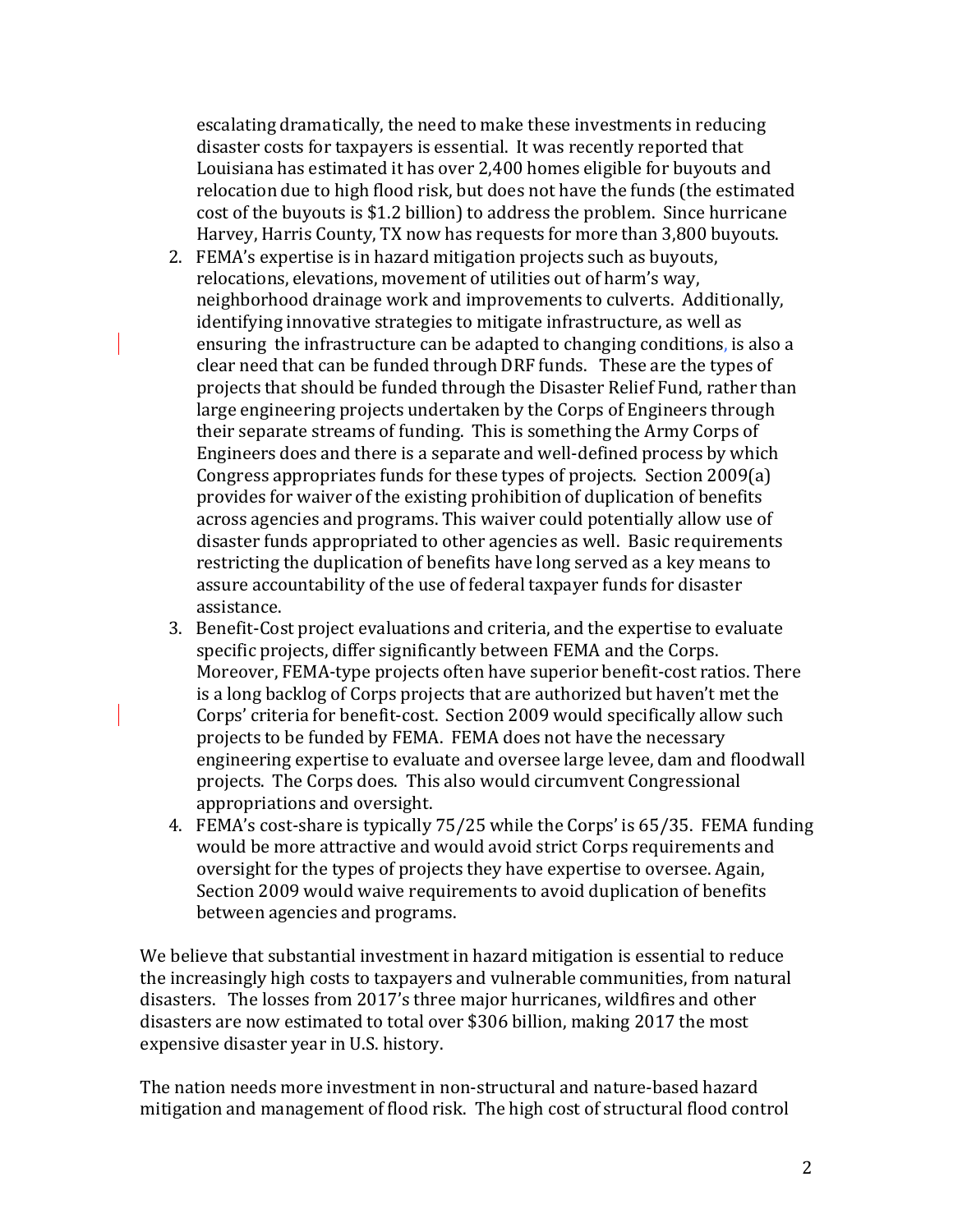escalating dramatically, the need to make these investments in reducing disaster costs for taxpayers is essential. It was recently reported that Louisiana has estimated it has over 2,400 homes eligible for buyouts and relocation due to high flood risk, but does not have the funds (the estimated cost of the buyouts is $1.2 billion) to address the problem. Since hurricane Harvey, Harris County, TX now has requests for more than 3,800 buyouts.

2. FEMA's expertise is in hazard mitigation projects such as buyouts, relocations, elevations, movement of utilities out of harm's way, neighborhood drainage work and improvements to culverts. Additionally, identifying innovative strategies to mitigate infrastructure, as well as ensuring the infrastructure can be adapted to changing conditions, is also a clear need that can be funded through DRF funds. These are the types of projects that should be funded through the Disaster Relief Fund, rather than large engineering projects undertaken by the Corps of Engineers through their separate streams of funding. This is something the Army Corps of Engineers does and there is a separate and well-defined process by which Congress appropriates funds for these types of projects. Section 2009(a) provides for waiver of the existing prohibition of duplication of benefits across agencies and programs. This waiver could potentially allow use of disaster funds appropriated to other agencies as well. Basic requirements restricting the duplication of benefits have long served as a key means to assure accountability of the use of federal taxpayer funds for disaster assistance.
3. Benefit-Cost project evaluations and criteria, and the expertise to evaluate specific projects, differ significantly between FEMA and the Corps. Moreover, FEMA-type projects often have superior benefit-cost ratios. There is a long backlog of Corps projects that are authorized but haven't met the Corps' criteria for benefit-cost. Section 2009 would specifically allow such projects to be funded by FEMA. FEMA does not have the necessary engineering expertise to evaluate and oversee large levee, dam and floodwall projects. The Corps does. This also would circumvent Congressional appropriations and oversight.
4. FEMA's cost-share is typically 75/25 while the Corps' is 65/35. FEMA funding would be more attractive and would avoid strict Corps requirements and oversight for the types of projects they have expertise to oversee. Again, Section 2009 would waive requirements to avoid duplication of benefits between agencies and programs.

We believe that substantial investment in hazard mitigation is essential to reduce the increasingly high costs to taxpayers and vulnerable communities, from natural disasters. The losses from 2017's three major hurricanes, wildfires and other disasters are now estimated to total over $306 billion, making 2017 the most expensive disaster year in U.S. history.

The nation needs more investment in non-structural and nature-based hazard mitigation and management of flood risk. The high cost of structural flood control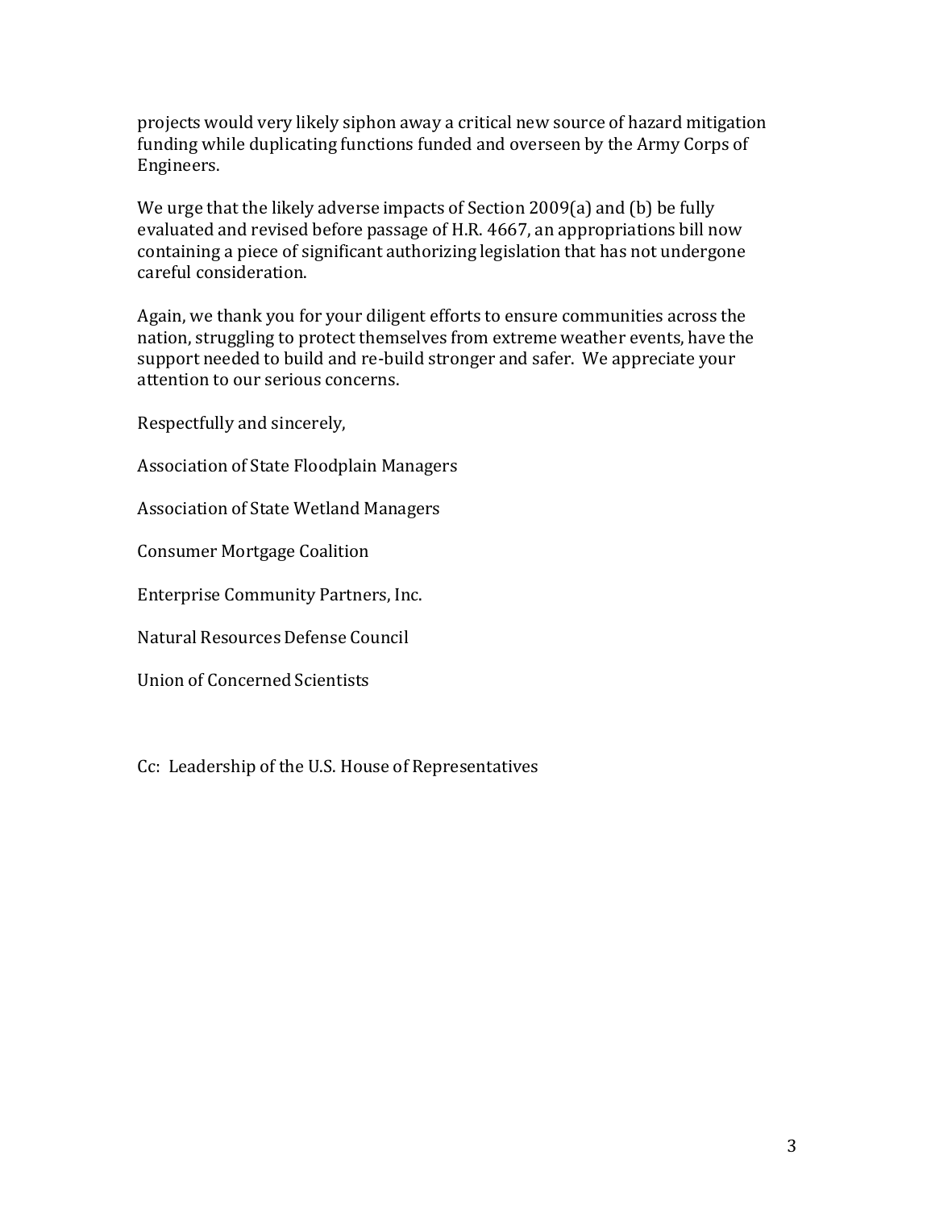projects would very likely siphon away a critical new source of hazard mitigation funding while duplicating functions funded and overseen by the Army Corps of Engineers.

We urge that the likely adverse impacts of Section 2009(a) and (b) be fully evaluated and revised before passage of H.R. 4667, an appropriations bill now containing a piece of significant authorizing legislation that has not undergone careful consideration.

Again, we thank you for your diligent efforts to ensure communities across the nation, struggling to protect themselves from extreme weather events, have the support needed to build and re-build stronger and safer. We appreciate your attention to our serious concerns.

Respectfully and sincerely,

Association of State Floodplain Managers

Association of State Wetland Managers

Consumer Mortgage Coalition

Enterprise Community Partners, Inc.

Natural Resources Defense Council

Union of Concerned Scientists

Cc: Leadership of the U.S. House of Representatives